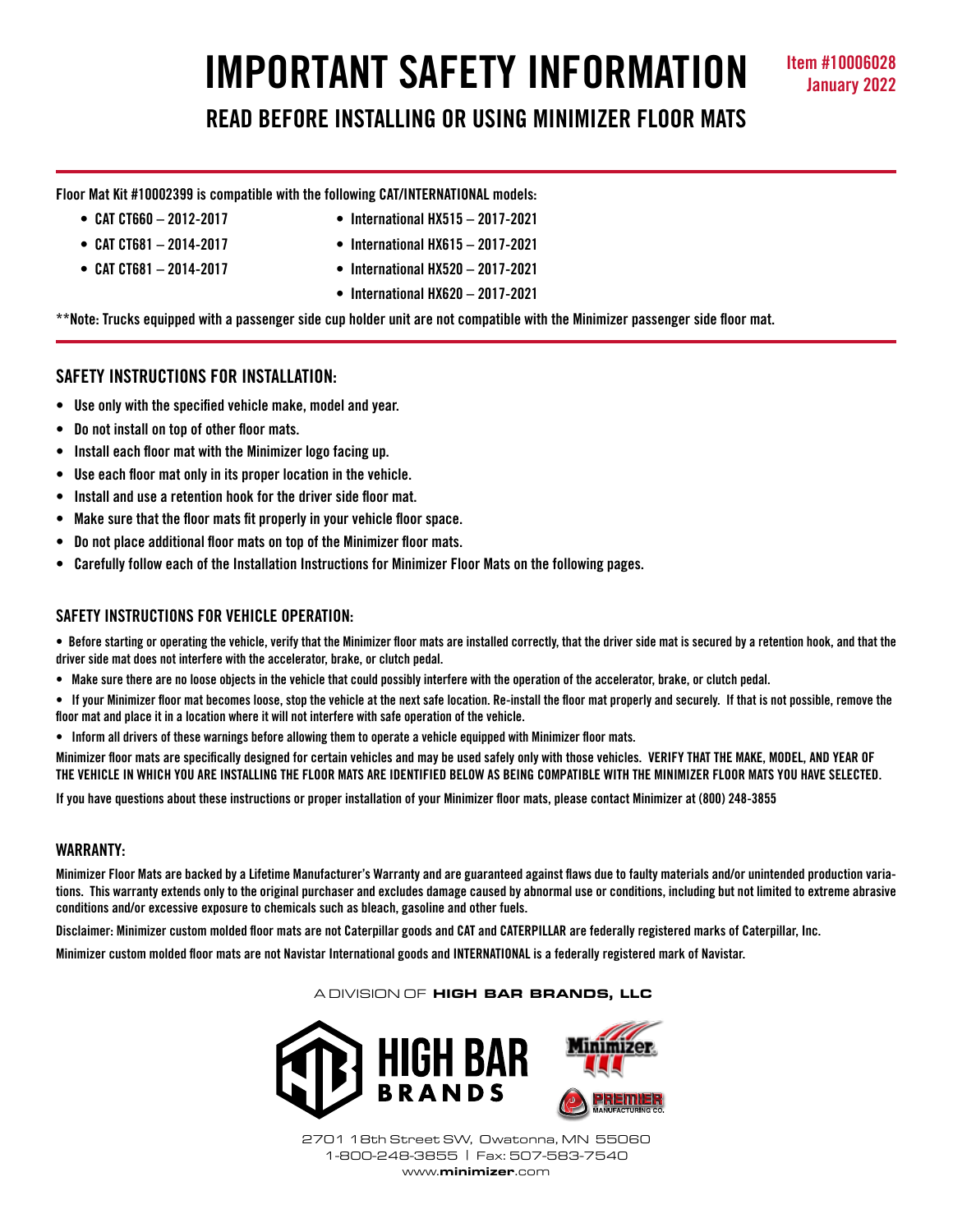# IMPORTANT SAFETY INFORMATION

**Item #10006028**
**January 2022**

## READ BEFORE INSTALLING OR USING MINIMIZER FLOOR MATS

**Floor Mat Kit #10002399 is compatible with the following CAT/INTERNATIONAL models:**

- CAT CT660 – 2012-2017
- CAT CT681 – 2014-2017
- CAT CT681 – 2014-2017
- International HX515 – 2017-2021
- International HX615 – 2017-2021
- International HX520 – 2017-2021
- International HX620 – 2017-2021

**Note: Trucks equipped with a passenger side cup holder unit are not compatible with the Minimizer passenger side floor mat.

### SAFETY INSTRUCTIONS FOR INSTALLATION:

- Use only with the specified vehicle make, model and year.
- Do not install on top of other floor mats.
- Install each floor mat with the Minimizer logo facing up.
- Use each floor mat only in its proper location in the vehicle.
- Install and use a retention hook for the driver side floor mat.
- Make sure that the floor mats fit properly in your vehicle floor space.
- Do not place additional floor mats on top of the Minimizer floor mats.
- Carefully follow each of the Installation Instructions for Minimizer Floor Mats on the following pages.

### SAFETY INSTRUCTIONS FOR VEHICLE OPERATION:

- Before starting or operating the vehicle, verify that the Minimizer floor mats are installed correctly, that the driver side mat is secured by a retention hook, and that the driver side mat does not interfere with the accelerator, brake, or clutch pedal.
- Make sure there are no loose objects in the vehicle that could possibly interfere with the operation of the accelerator, brake, or clutch pedal.
- If your Minimizer floor mat becomes loose, stop the vehicle at the next safe location. Re-install the floor mat properly and securely. If that is not possible, remove the floor mat and place it in a location where it will not interfere with safe operation of the vehicle.
- Inform all drivers of these warnings before allowing them to operate a vehicle equipped with Minimizer floor mats.

Minimizer floor mats are specifically designed for certain vehicles and may be used safely only with those vehicles. VERIFY THAT THE MAKE, MODEL, AND YEAR OF THE VEHICLE IN WHICH YOU ARE INSTALLING THE FLOOR MATS ARE IDENTIFIED BELOW AS BEING COMPATIBLE WITH THE MINIMIZER FLOOR MATS YOU HAVE SELECTED.

If you have questions about these instructions or proper installation of your Minimizer floor mats, please contact Minimizer at (800) 248-3855

### WARRANTY:

Minimizer Floor Mats are backed by a Lifetime Manufacturer's Warranty and are guaranteed against flaws due to faulty materials and/or unintended production variations. This warranty extends only to the original purchaser and excludes damage caused by abnormal use or conditions, including but not limited to extreme abrasive conditions and/or excessive exposure to chemicals such as bleach, gasoline and other fuels.

Disclaimer: Minimizer custom molded floor mats are not Caterpillar goods and CAT and CATERPILLAR are federally registered marks of Caterpillar, Inc.

Minimizer custom molded floor mats are not Navistar International goods and INTERNATIONAL is a federally registered mark of Navistar.

A DIVISION OF **HIGH BAR BRANDS, LLC**

HIGH BAR BRANDS

Minimizer

PREMIER MANUFACTURING CO.

2701 18th Street SW, Owatonna, MN 55060
1-800-248-3855 | Fax: 507-583-7540
www.**minimizer**.com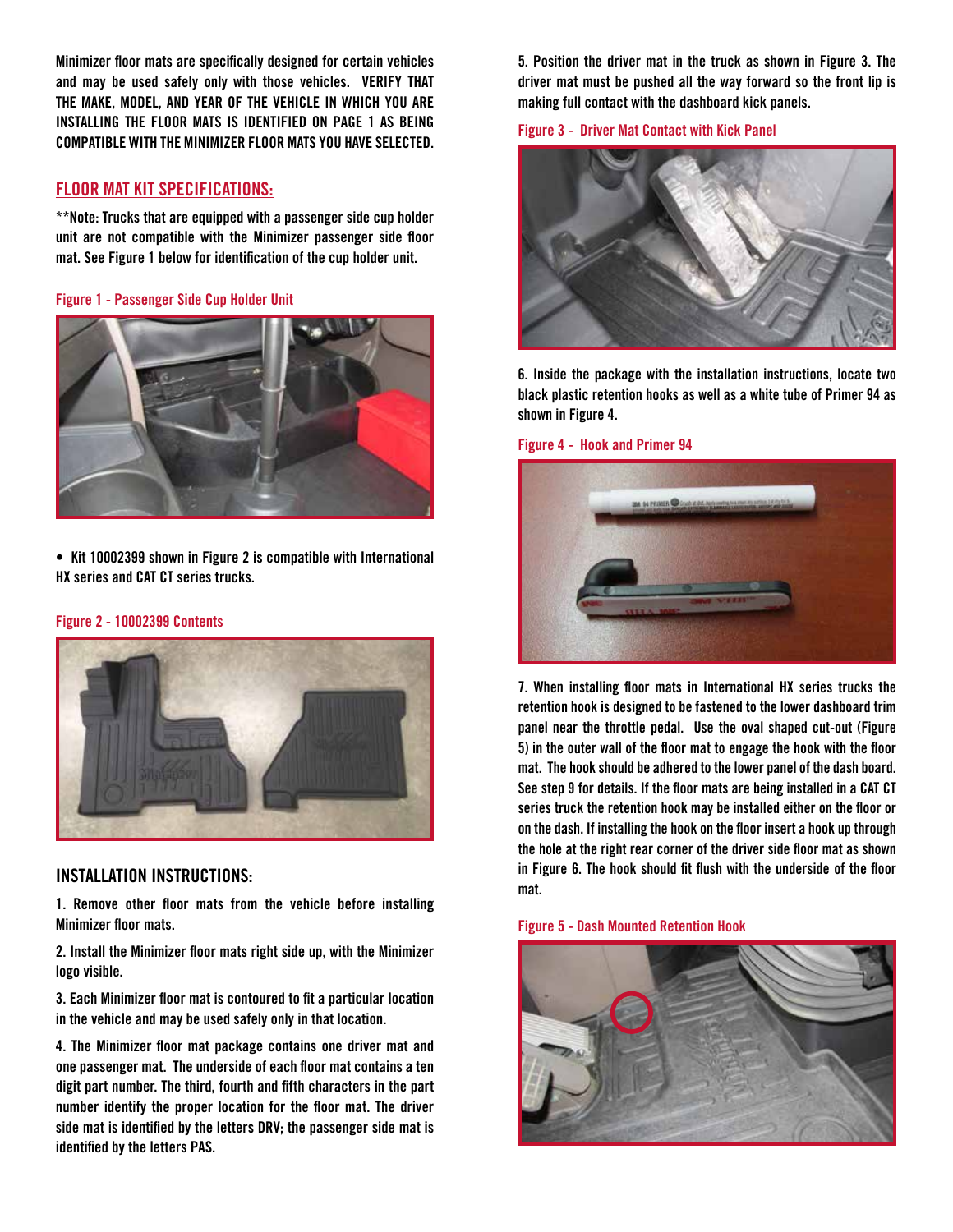Minimizer floor mats are specifically designed for certain vehicles and may be used safely only with those vehicles. **VERIFY THAT THE MAKE, MODEL, AND YEAR OF THE VEHICLE IN WHICH YOU ARE INSTALLING THE FLOOR MATS IS IDENTIFIED ON PAGE 1 AS BEING COMPATIBLE WITH THE MINIMIZER FLOOR MATS YOU HAVE SELECTED.**

## FLOOR MAT KIT SPECIFICATIONS:

**Note: Trucks that are equipped with a passenger side cup holder unit are not compatible with the Minimizer passenger side floor mat. See Figure 1 below for identification of the cup holder unit.

Figure 1 - Passenger Side Cup Holder Unit

- Kit 10002399 shown in Figure 2 is compatible with International HX series and CAT CT series trucks.

Figure 2 - 10002399 Contents

## INSTALLATION INSTRUCTIONS:

1. Remove other floor mats from the vehicle before installing Minimizer floor mats.

2. Install the Minimizer floor mats right side up, with the Minimizer logo visible.

3. Each Minimizer floor mat is contoured to fit a particular location in the vehicle and may be used safely only in that location.

4. The Minimizer floor mat package contains one driver mat and one passenger mat. The underside of each floor mat contains a ten digit part number. The third, fourth and fifth characters in the part number identify the proper location for the floor mat. The driver side mat is identified by the letters DRV; the passenger side mat is identified by the letters PAS.

5. Position the driver mat in the truck as shown in Figure 3. The driver mat must be pushed all the way forward so the front lip is making full contact with the dashboard kick panels.

Figure 3 - Driver Mat Contact with Kick Panel

6. Inside the package with the installation instructions, locate two black plastic retention hooks as well as a white tube of Primer 94 as shown in Figure 4.

Figure 4 - Hook and Primer 94

7. When installing floor mats in International HX series trucks the retention hook is designed to be fastened to the lower dashboard trim panel near the throttle pedal. Use the oval shaped cut-out (Figure 5) in the outer wall of the floor mat to engage the hook with the floor mat. The hook should be adhered to the lower panel of the dash board. See step 9 for details. If the floor mats are being installed in a CAT CT series truck the retention hook may be installed either on the floor or on the dash. If installing the hook on the floor insert a hook up through the hole at the right rear corner of the driver side floor mat as shown in Figure 6. The hook should fit flush with the underside of the floor mat.

Figure 5 - Dash Mounted Retention Hook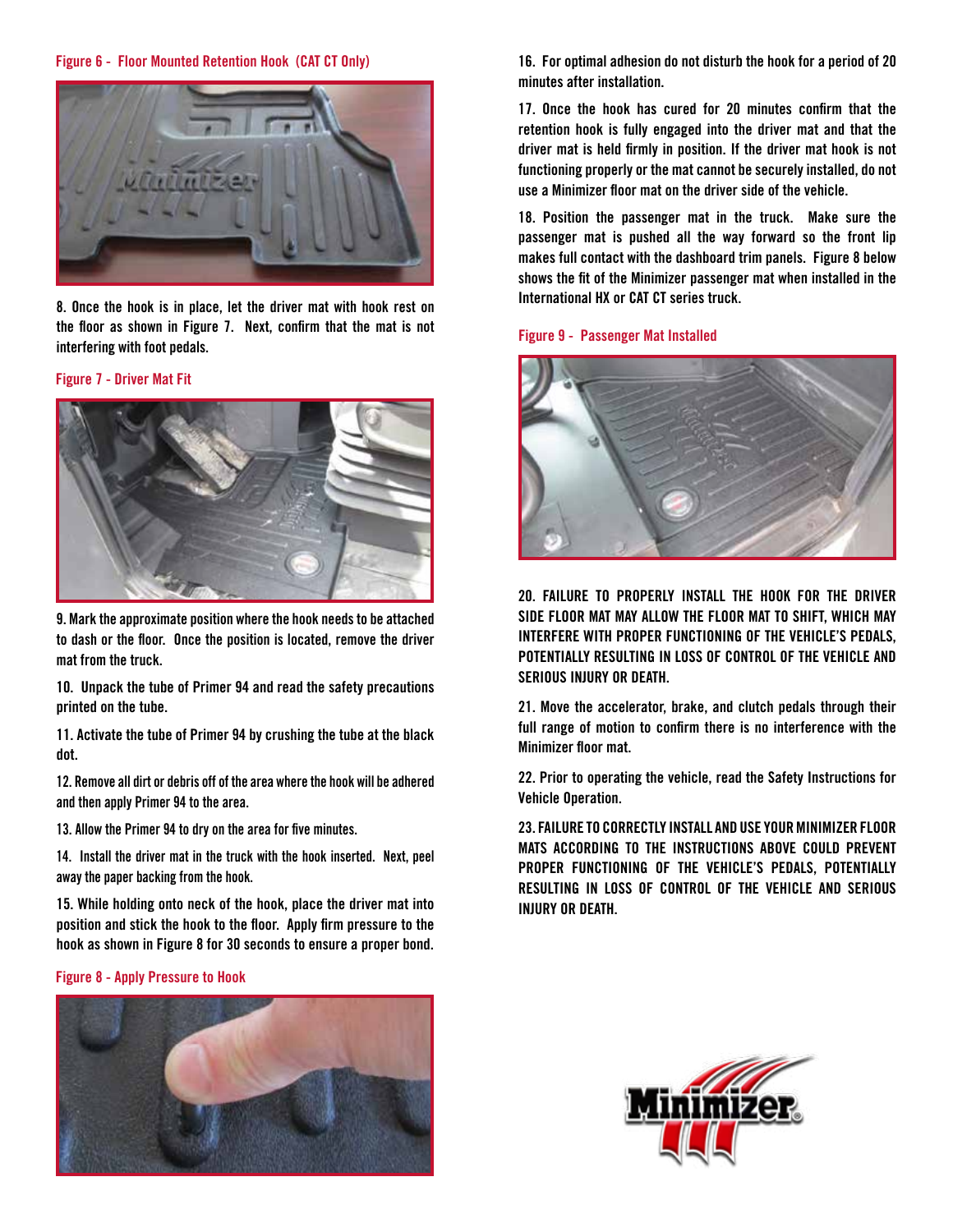Figure 6 - Floor Mounted Retention Hook (CAT CT Only)

8. Once the hook is in place, let the driver mat with hook rest on the floor as shown in Figure 7. Next, confirm that the mat is not interfering with foot pedals.

Figure 7 - Driver Mat Fit

9. Mark the approximate position where the hook needs to be attached to dash or the floor. Once the position is located, remove the driver mat from the truck.

10. Unpack the tube of Primer 94 and read the safety precautions printed on the tube.

11. Activate the tube of Primer 94 by crushing the tube at the black dot.

12. Remove all dirt or debris off of the area where the hook will be adhered and then apply Primer 94 to the area.

13. Allow the Primer 94 to dry on the area for five minutes.

14. Install the driver mat in the truck with the hook inserted. Next, peel away the paper backing from the hook.

15. While holding onto neck of the hook, place the driver mat into position and stick the hook to the floor. Apply firm pressure to the hook as shown in Figure 8 for 30 seconds to ensure a proper bond.

Figure 8 - Apply Pressure to Hook

16. For optimal adhesion do not disturb the hook for a period of 20 minutes after installation.

17. Once the hook has cured for 20 minutes confirm that the retention hook is fully engaged into the driver mat and that the driver mat is held firmly in position. If the driver mat hook is not functioning properly or the mat cannot be securely installed, do not use a Minimizer floor mat on the driver side of the vehicle.

18. Position the passenger mat in the truck. Make sure the passenger mat is pushed all the way forward so the front lip makes full contact with the dashboard trim panels. Figure 8 below shows the fit of the Minimizer passenger mat when installed in the International HX or CAT CT series truck.

Figure 9 - Passenger Mat Installed

20. FAILURE TO PROPERLY INSTALL THE HOOK FOR THE DRIVER SIDE FLOOR MAT MAY ALLOW THE FLOOR MAT TO SHIFT, WHICH MAY INTERFERE WITH PROPER FUNCTIONING OF THE VEHICLE'S PEDALS, POTENTIALLY RESULTING IN LOSS OF CONTROL OF THE VEHICLE AND SERIOUS INJURY OR DEATH.

21. Move the accelerator, brake, and clutch pedals through their full range of motion to confirm there is no interference with the Minimizer floor mat.

22. Prior to operating the vehicle, read the Safety Instructions for Vehicle Operation.

23. FAILURE TO CORRECTLY INSTALL AND USE YOUR MINIMIZER FLOOR MATS ACCORDING TO THE INSTRUCTIONS ABOVE COULD PREVENT PROPER FUNCTIONING OF THE VEHICLE'S PEDALS, POTENTIALLY RESULTING IN LOSS OF CONTROL OF THE VEHICLE AND SERIOUS INJURY OR DEATH.